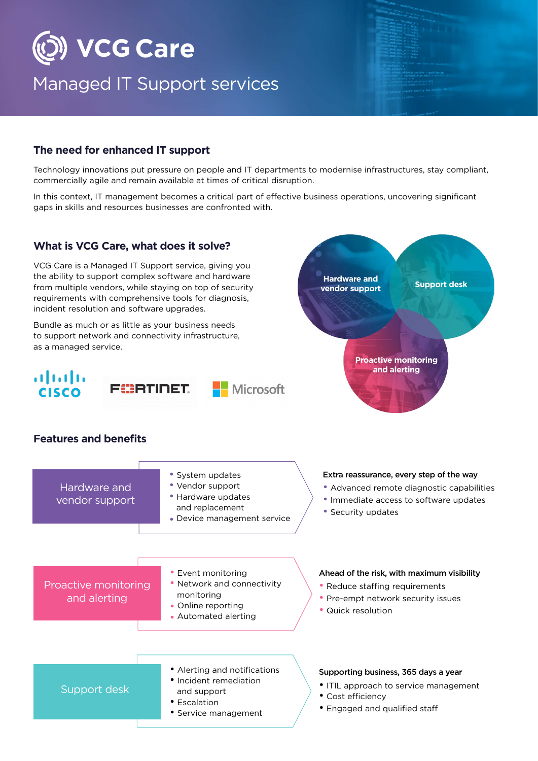# VCG Care

## Managed IT Support services

### The need for enhanced IT support

Technology innovations put pressure on people and IT departments to modernise infrastructures, stay compliant, commercially agile and remain available at times of critical disruption.

In this context, IT management becomes a critical part of effective business operations, uncovering significant gaps in skills and resources businesses are confronted with.

### What is VCG Care, what does it solve?

VCG Care is a Managed IT Support service, giving you the ability to support complex software and hardware from multiple vendors, while staying on top of security requirements with comprehensive tools for diagnosis, incident resolution and software upgrades.

Bundle as much or as little as your business needs to support network and connectivity infrastructure, as a managed service.

CISCO | FURTINET | Microsoft

Hardware and vendor support | Support desk | Proactive monitoring and alerting

### Features and benefits

**Hardware and vendor support**

- System updates
- Vendor support
- Hardware updates and replacement
- Device management service

**Extra reassurance, every step of the way**

- Advanced remote diagnostic capabilities
- Immediate access to software updates
- Security updates

**Proactive monitoring and alerting**

- Event monitoring
- Network and connectivity monitoring
- Online reporting
- Automated alerting

**Ahead of the risk, with maximum visibility**

- Reduce staffing requirements
- Pre-empt network security issues
- Quick resolution

**Support desk**

- Alerting and notifications
- Incident remediation and support
- Escalation
- Service management

**Supporting business, 365 days a year**

- ITIL approach to service management
- Cost efficiency
- Engaged and qualified staff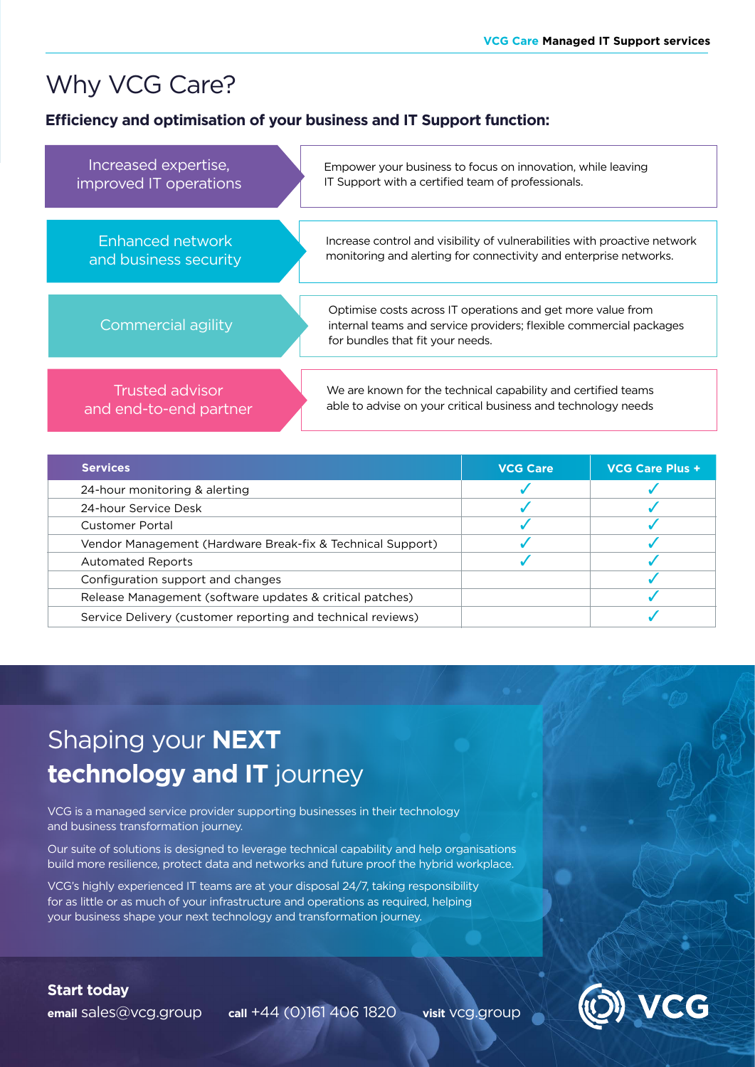# Why VCG Care?

**Efficiency and optimisation of your business and IT Support function:**

**Increased expertise, improved IT operations**
Empower your business to focus on innovation, while leaving IT Support with a certified team of professionals.

**Enhanced network and business security**
Increase control and visibility of vulnerabilities with proactive network monitoring and alerting for connectivity and enterprise networks.

**Commercial agility**
Optimise costs across IT operations and get more value from internal teams and service providers; flexible commercial packages for bundles that fit your needs.

**Trusted advisor and end-to-end partner**
We are known for the technical capability and certified teams able to advise on your critical business and technology needs

| Services | VCG Care | VCG Care Plus + |
|---|---|---|
| 24-hour monitoring & alerting | ✓ | ✓ |
| 24-hour Service Desk | ✓ | ✓ |
| Customer Portal | ✓ | ✓ |
| Vendor Management (Hardware Break-fix & Technical Support) | ✓ | ✓ |
| Automated Reports | ✓ | ✓ |
| Configuration support and changes | | ✓ |
| Release Management (software updates & critical patches) | | ✓ |
| Service Delivery (customer reporting and technical reviews) | | ✓ |

## Shaping your **NEXT technology and IT** journey

VCG is a managed service provider supporting businesses in their technology and business transformation journey.

Our suite of solutions is designed to leverage technical capability and help organisations build more resilience, protect data and networks and future proof the hybrid workplace.

VCG's highly experienced IT teams are at your disposal 24/7, taking responsibility for as little or as much of your infrastructure and operations as required, helping your business shape your next technology and transformation journey.

**Start today**

**email** sales@vcg.group **call** +44 (0)161 406 1820 **visit** vcg.group

VCG